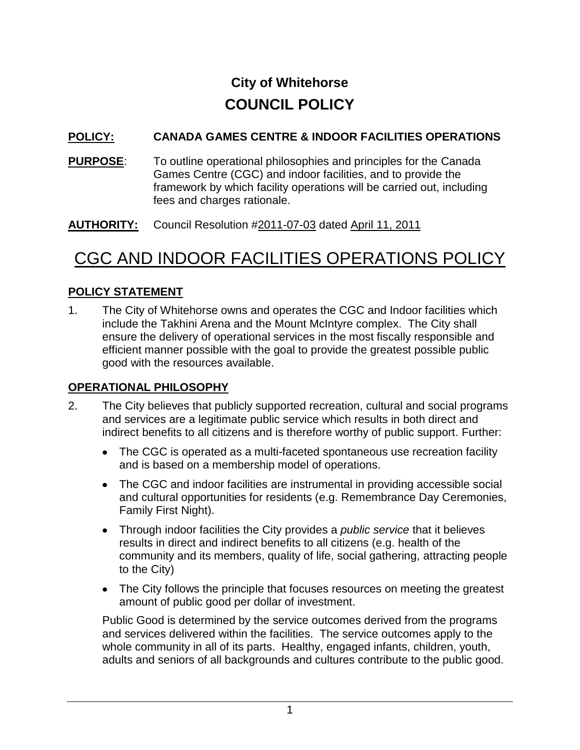# City of Whitehorse
# COUNCIL POLICY

**POLICY:** **CANADA GAMES CENTRE & INDOOR FACILITIES OPERATIONS**

**PURPOSE**: To outline operational philosophies and principles for the Canada Games Centre (CGC) and indoor facilities, and to provide the framework by which facility operations will be carried out, including fees and charges rationale.

**AUTHORITY:** Council Resolution #2011-07-03 dated April 11, 2011

## CGC AND INDOOR FACILITIES OPERATIONS POLICY

### POLICY STATEMENT

1. The City of Whitehorse owns and operates the CGC and Indoor facilities which include the Takhini Arena and the Mount McIntyre complex. The City shall ensure the delivery of operational services in the most fiscally responsible and efficient manner possible with the goal to provide the greatest possible public good with the resources available.

### OPERATIONAL PHILOSOPHY

2. The City believes that publicly supported recreation, cultural and social programs and services are a legitimate public service which results in both direct and indirect benefits to all citizens and is therefore worthy of public support. Further:

   - The CGC is operated as a multi-faceted spontaneous use recreation facility and is based on a membership model of operations.
   - The CGC and indoor facilities are instrumental in providing accessible social and cultural opportunities for residents (e.g. Remembrance Day Ceremonies, Family First Night).
   - Through indoor facilities the City provides a *public service* that it believes results in direct and indirect benefits to all citizens (e.g. health of the community and its members, quality of life, social gathering, attracting people to the City)
   - The City follows the principle that focuses resources on meeting the greatest amount of public good per dollar of investment.

   Public Good is determined by the service outcomes derived from the programs and services delivered within the facilities. The service outcomes apply to the whole community in all of its parts. Healthy, engaged infants, children, youth, adults and seniors of all backgrounds and cultures contribute to the public good.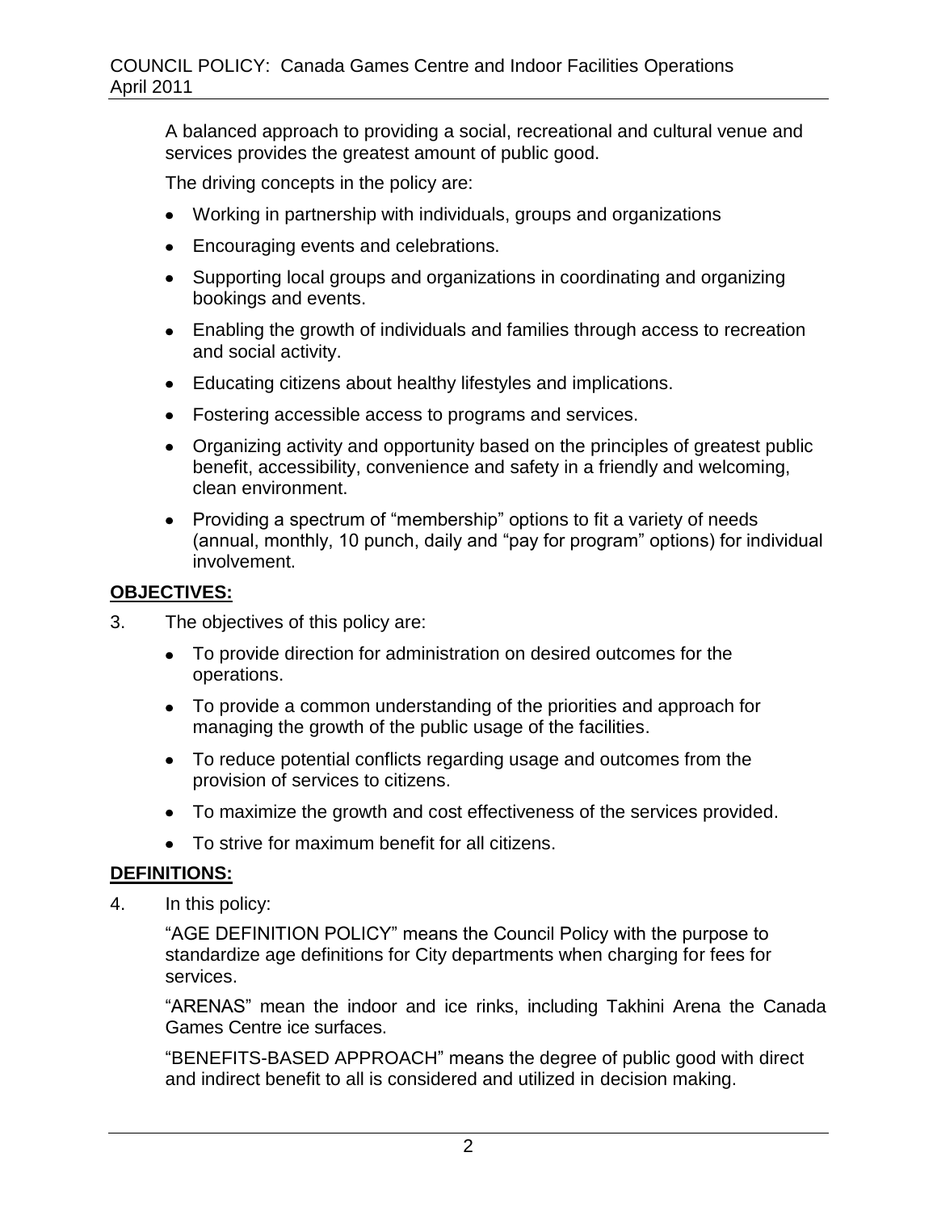A balanced approach to providing a social, recreational and cultural venue and services provides the greatest amount of public good.

The driving concepts in the policy are:

- Working in partnership with individuals, groups and organizations
- Encouraging events and celebrations.
- Supporting local groups and organizations in coordinating and organizing bookings and events.
- Enabling the growth of individuals and families through access to recreation and social activity.
- Educating citizens about healthy lifestyles and implications.
- Fostering accessible access to programs and services.
- Organizing activity and opportunity based on the principles of greatest public benefit, accessibility, convenience and safety in a friendly and welcoming, clean environment.
- Providing a spectrum of "membership" options to fit a variety of needs (annual, monthly, 10 punch, daily and "pay for program" options) for individual involvement.

## OBJECTIVES:

3. The objectives of this policy are:

- To provide direction for administration on desired outcomes for the operations.
- To provide a common understanding of the priorities and approach for managing the growth of the public usage of the facilities.
- To reduce potential conflicts regarding usage and outcomes from the provision of services to citizens.
- To maximize the growth and cost effectiveness of the services provided.
- To strive for maximum benefit for all citizens.

## DEFINITIONS:

4. In this policy:

"AGE DEFINITION POLICY" means the Council Policy with the purpose to standardize age definitions for City departments when charging for fees for services.

"ARENAS" mean the indoor and ice rinks, including Takhini Arena the Canada Games Centre ice surfaces.

"BENEFITS-BASED APPROACH" means the degree of public good with direct and indirect benefit to all is considered and utilized in decision making.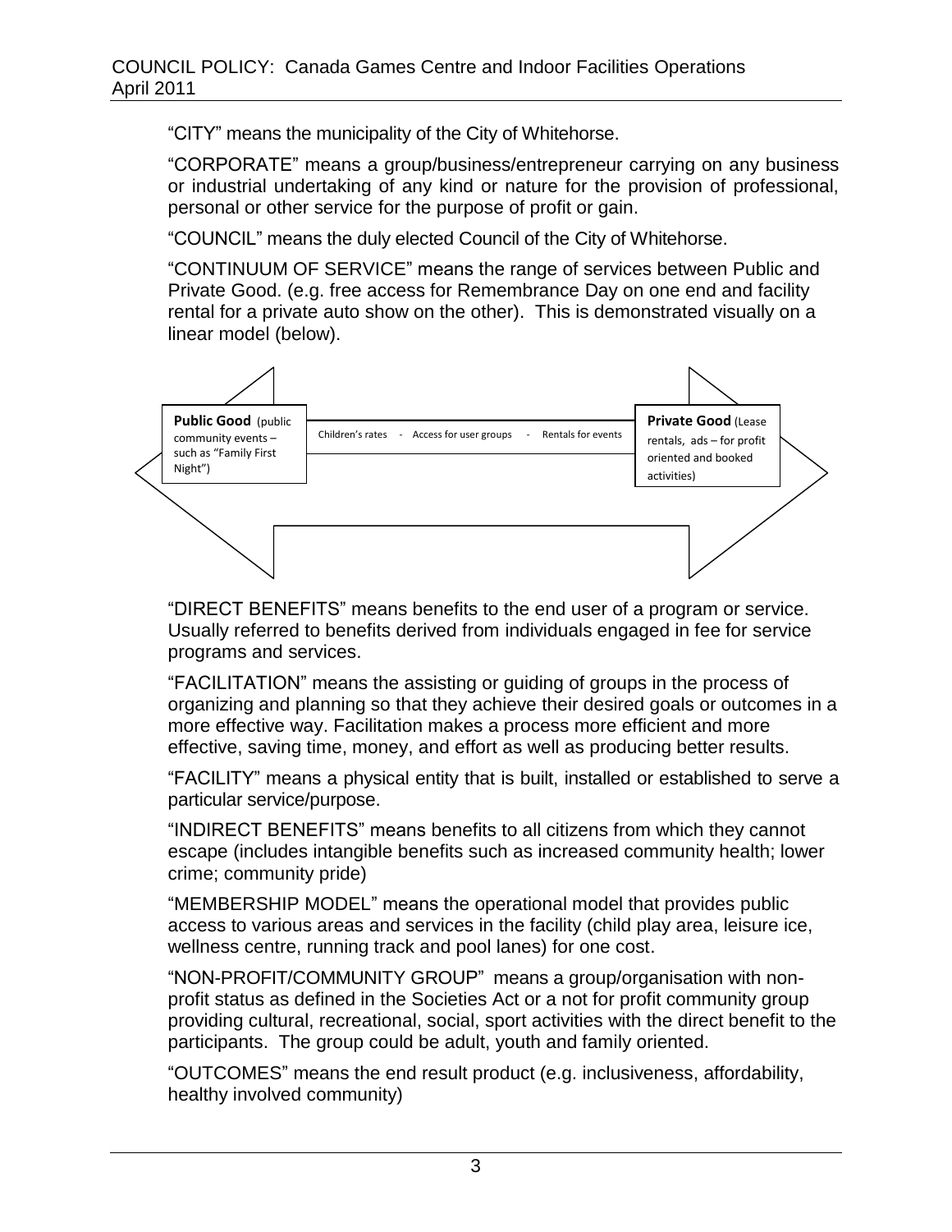"CITY" means the municipality of the City of Whitehorse.

"CORPORATE" means a group/business/entrepreneur carrying on any business or industrial undertaking of any kind or nature for the provision of professional, personal or other service for the purpose of profit or gain.

"COUNCIL" means the duly elected Council of the City of Whitehorse.

"CONTINUUM OF SERVICE" means the range of services between Public and Private Good. (e.g. free access for Remembrance Day on one end and facility rental for a private auto show on the other). This is demonstrated visually on a linear model (below).

| **Public Good** (public community events – such as "Family First Night") | Children's rates - Access for user groups - Rentals for events | **Private Good** (Lease rentals, ads – for profit oriented and booked activities) |
|---|---|---|

"DIRECT BENEFITS" means benefits to the end user of a program or service. Usually referred to benefits derived from individuals engaged in fee for service programs and services.

"FACILITATION" means the assisting or guiding of groups in the process of organizing and planning so that they achieve their desired goals or outcomes in a more effective way. Facilitation makes a process more efficient and more effective, saving time, money, and effort as well as producing better results.

"FACILITY" means a physical entity that is built, installed or established to serve a particular service/purpose.

"INDIRECT BENEFITS" means benefits to all citizens from which they cannot escape (includes intangible benefits such as increased community health; lower crime; community pride)

"MEMBERSHIP MODEL" means the operational model that provides public access to various areas and services in the facility (child play area, leisure ice, wellness centre, running track and pool lanes) for one cost.

"NON-PROFIT/COMMUNITY GROUP" means a group/organisation with non-profit status as defined in the Societies Act or a not for profit community group providing cultural, recreational, social, sport activities with the direct benefit to the participants. The group could be adult, youth and family oriented.

"OUTCOMES" means the end result product (e.g. inclusiveness, affordability, healthy involved community)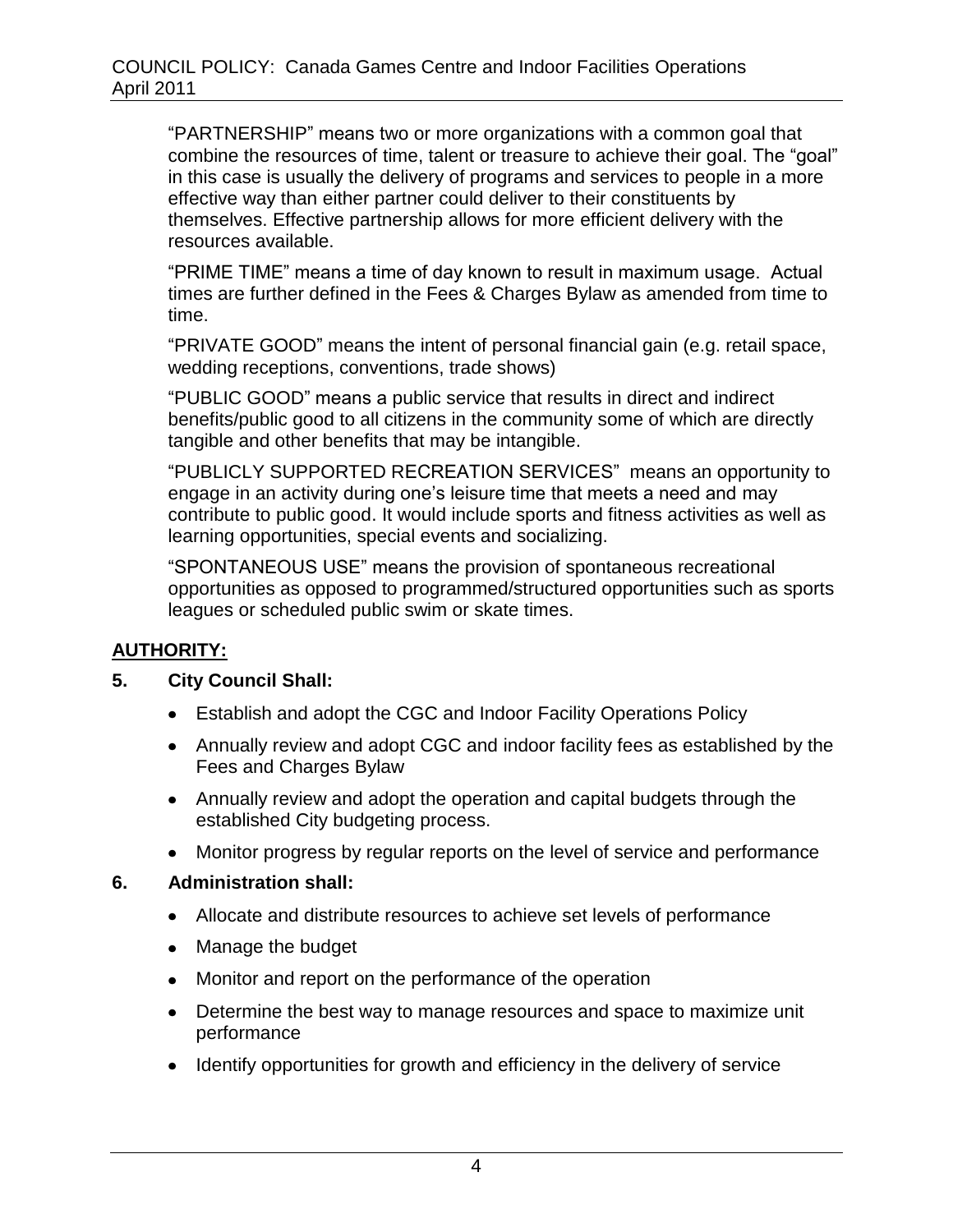"PARTNERSHIP" means two or more organizations with a common goal that combine the resources of time, talent or treasure to achieve their goal. The "goal" in this case is usually the delivery of programs and services to people in a more effective way than either partner could deliver to their constituents by themselves. Effective partnership allows for more efficient delivery with the resources available.

"PRIME TIME" means a time of day known to result in maximum usage. Actual times are further defined in the Fees & Charges Bylaw as amended from time to time.

"PRIVATE GOOD" means the intent of personal financial gain (e.g. retail space, wedding receptions, conventions, trade shows)

"PUBLIC GOOD" means a public service that results in direct and indirect benefits/public good to all citizens in the community some of which are directly tangible and other benefits that may be intangible.

"PUBLICLY SUPPORTED RECREATION SERVICES" means an opportunity to engage in an activity during one's leisure time that meets a need and may contribute to public good. It would include sports and fitness activities as well as learning opportunities, special events and socializing.

"SPONTANEOUS USE" means the provision of spontaneous recreational opportunities as opposed to programmed/structured opportunities such as sports leagues or scheduled public swim or skate times.

## **AUTHORITY:**

**5. City Council Shall:**

- Establish and adopt the CGC and Indoor Facility Operations Policy
- Annually review and adopt CGC and indoor facility fees as established by the Fees and Charges Bylaw
- Annually review and adopt the operation and capital budgets through the established City budgeting process.
- Monitor progress by regular reports on the level of service and performance

**6. Administration shall:**

- Allocate and distribute resources to achieve set levels of performance
- Manage the budget
- Monitor and report on the performance of the operation
- Determine the best way to manage resources and space to maximize unit performance
- Identify opportunities for growth and efficiency in the delivery of service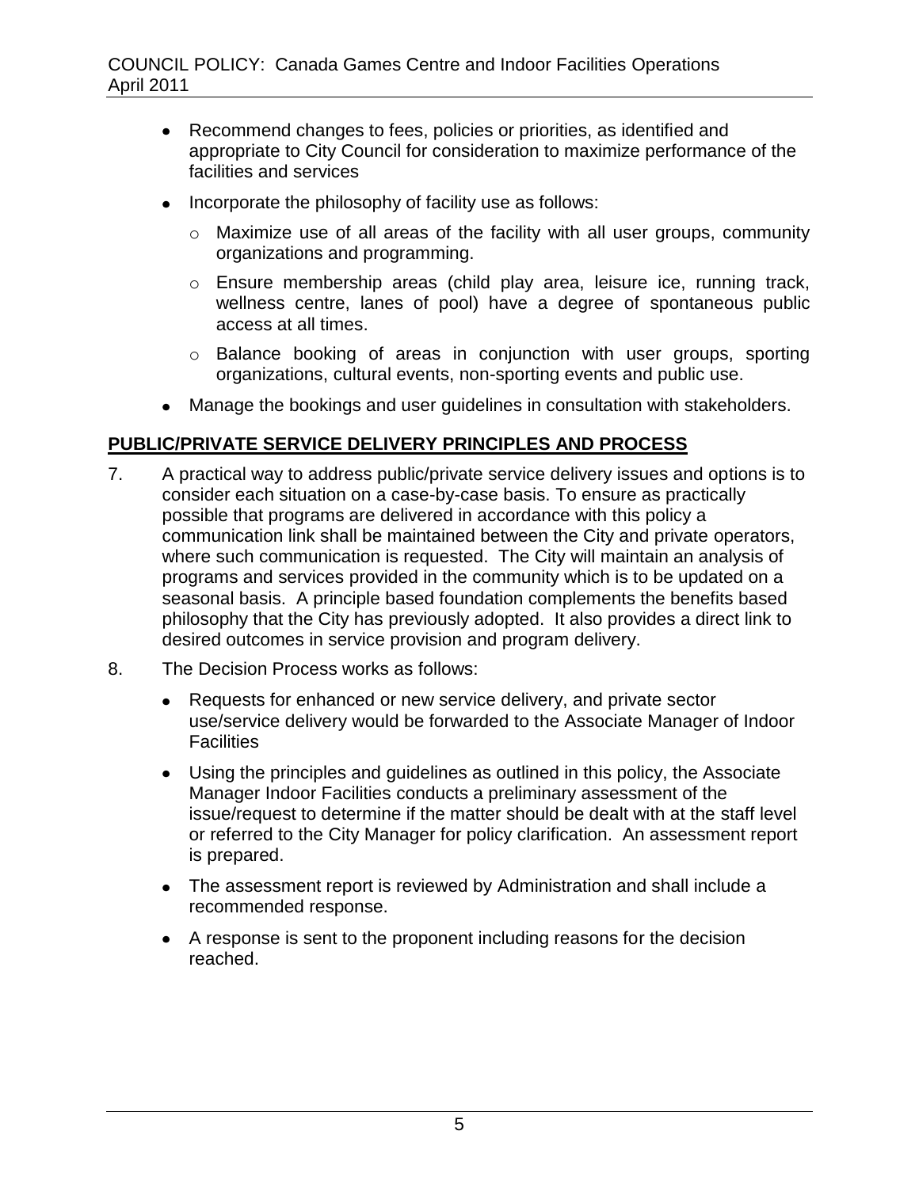- Recommend changes to fees, policies or priorities, as identified and appropriate to City Council for consideration to maximize performance of the facilities and services
- Incorporate the philosophy of facility use as follows:
  - Maximize use of all areas of the facility with all user groups, community organizations and programming.
  - Ensure membership areas (child play area, leisure ice, running track, wellness centre, lanes of pool) have a degree of spontaneous public access at all times.
  - Balance booking of areas in conjunction with user groups, sporting organizations, cultural events, non-sporting events and public use.
- Manage the bookings and user guidelines in consultation with stakeholders.

## PUBLIC/PRIVATE SERVICE DELIVERY PRINCIPLES AND PROCESS

7. A practical way to address public/private service delivery issues and options is to consider each situation on a case-by-case basis. To ensure as practically possible that programs are delivered in accordance with this policy a communication link shall be maintained between the City and private operators, where such communication is requested. The City will maintain an analysis of programs and services provided in the community which is to be updated on a seasonal basis. A principle based foundation complements the benefits based philosophy that the City has previously adopted. It also provides a direct link to desired outcomes in service provision and program delivery.

8. The Decision Process works as follows:
   - Requests for enhanced or new service delivery, and private sector use/service delivery would be forwarded to the Associate Manager of Indoor Facilities
   - Using the principles and guidelines as outlined in this policy, the Associate Manager Indoor Facilities conducts a preliminary assessment of the issue/request to determine if the matter should be dealt with at the staff level or referred to the City Manager for policy clarification. An assessment report is prepared.
   - The assessment report is reviewed by Administration and shall include a recommended response.
   - A response is sent to the proponent including reasons for the decision reached.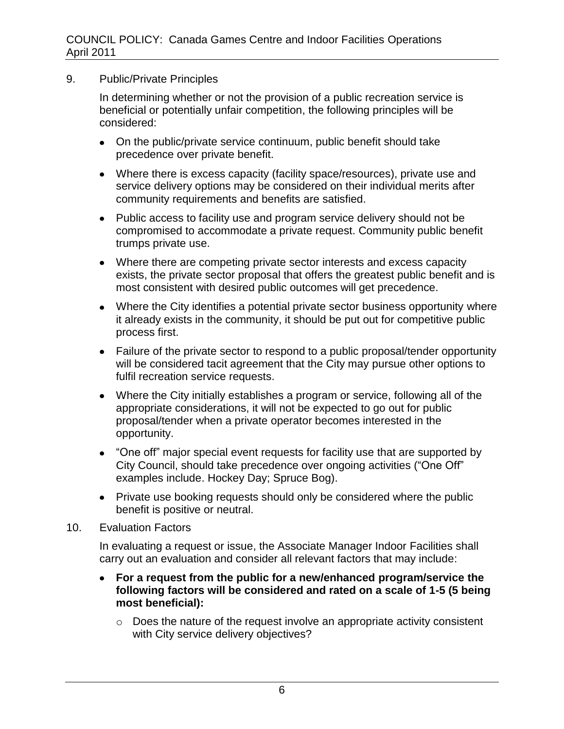9. Public/Private Principles

   In determining whether or not the provision of a public recreation service is beneficial or potentially unfair competition, the following principles will be considered:

   - On the public/private service continuum, public benefit should take precedence over private benefit.
   - Where there is excess capacity (facility space/resources), private use and service delivery options may be considered on their individual merits after community requirements and benefits are satisfied.
   - Public access to facility use and program service delivery should not be compromised to accommodate a private request. Community public benefit trumps private use.
   - Where there are competing private sector interests and excess capacity exists, the private sector proposal that offers the greatest public benefit and is most consistent with desired public outcomes will get precedence.
   - Where the City identifies a potential private sector business opportunity where it already exists in the community, it should be put out for competitive public process first.
   - Failure of the private sector to respond to a public proposal/tender opportunity will be considered tacit agreement that the City may pursue other options to fulfil recreation service requests.
   - Where the City initially establishes a program or service, following all of the appropriate considerations, it will not be expected to go out for public proposal/tender when a private operator becomes interested in the opportunity.
   - "One off" major special event requests for facility use that are supported by City Council, should take precedence over ongoing activities ("One Off" examples include. Hockey Day; Spruce Bog).
   - Private use booking requests should only be considered where the public benefit is positive or neutral.

10. Evaluation Factors

   In evaluating a request or issue, the Associate Manager Indoor Facilities shall carry out an evaluation and consider all relevant factors that may include:

   - **For a request from the public for a new/enhanced program/service the following factors will be considered and rated on a scale of 1-5 (5 being most beneficial):**
     - Does the nature of the request involve an appropriate activity consistent with City service delivery objectives?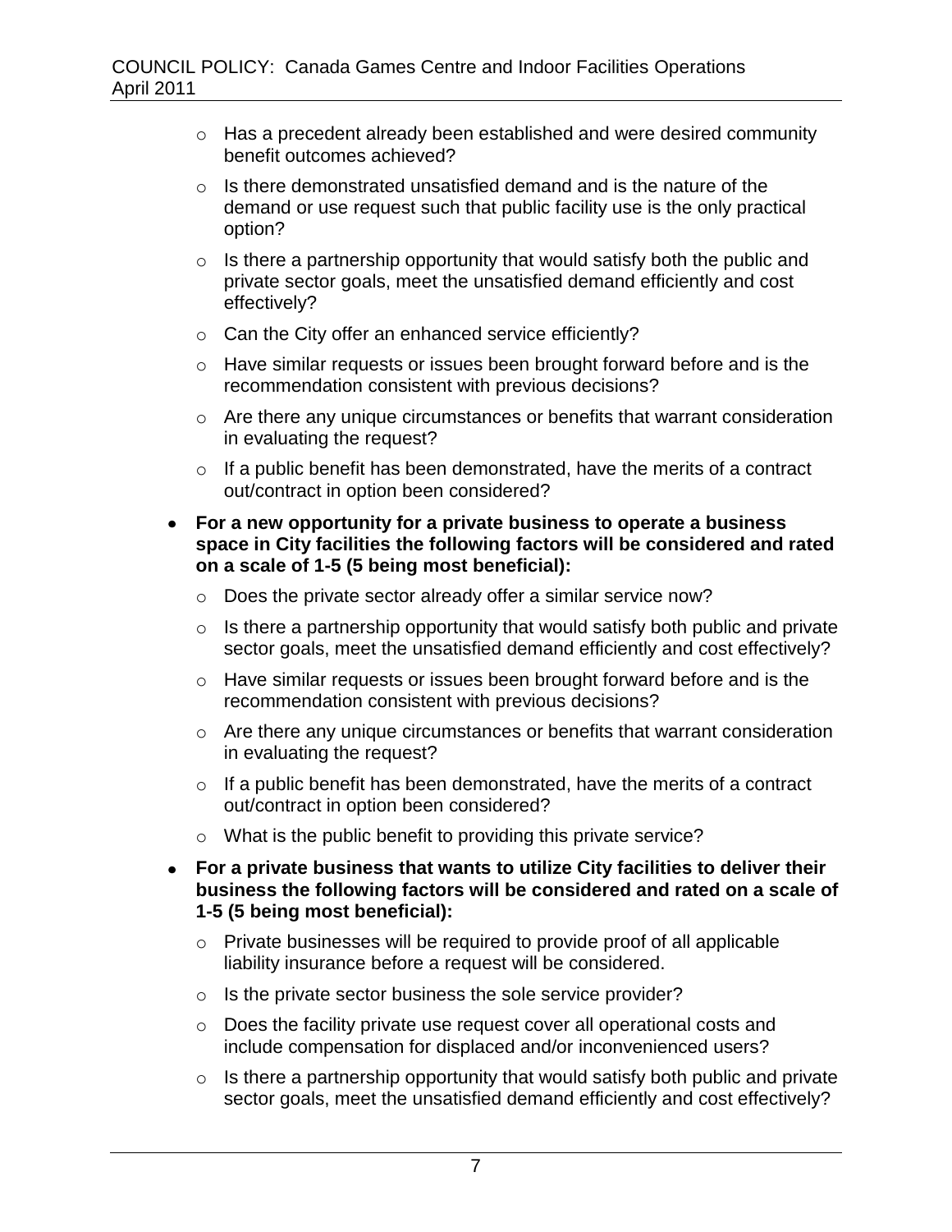- Has a precedent already been established and were desired community benefit outcomes achieved?
  - Is there demonstrated unsatisfied demand and is the nature of the demand or use request such that public facility use is the only practical option?
  - Is there a partnership opportunity that would satisfy both the public and private sector goals, meet the unsatisfied demand efficiently and cost effectively?
  - Can the City offer an enhanced service efficiently?
  - Have similar requests or issues been brought forward before and is the recommendation consistent with previous decisions?
  - Are there any unique circumstances or benefits that warrant consideration in evaluating the request?
  - If a public benefit has been demonstrated, have the merits of a contract out/contract in option been considered?

- **For a new opportunity for a private business to operate a business space in City facilities the following factors will be considered and rated on a scale of 1-5 (5 being most beneficial):**
  - Does the private sector already offer a similar service now?
  - Is there a partnership opportunity that would satisfy both public and private sector goals, meet the unsatisfied demand efficiently and cost effectively?
  - Have similar requests or issues been brought forward before and is the recommendation consistent with previous decisions?
  - Are there any unique circumstances or benefits that warrant consideration in evaluating the request?
  - If a public benefit has been demonstrated, have the merits of a contract out/contract in option been considered?
  - What is the public benefit to providing this private service?

- **For a private business that wants to utilize City facilities to deliver their business the following factors will be considered and rated on a scale of 1-5 (5 being most beneficial):**
  - Private businesses will be required to provide proof of all applicable liability insurance before a request will be considered.
  - Is the private sector business the sole service provider?
  - Does the facility private use request cover all operational costs and include compensation for displaced and/or inconvenienced users?
  - Is there a partnership opportunity that would satisfy both public and private sector goals, meet the unsatisfied demand efficiently and cost effectively?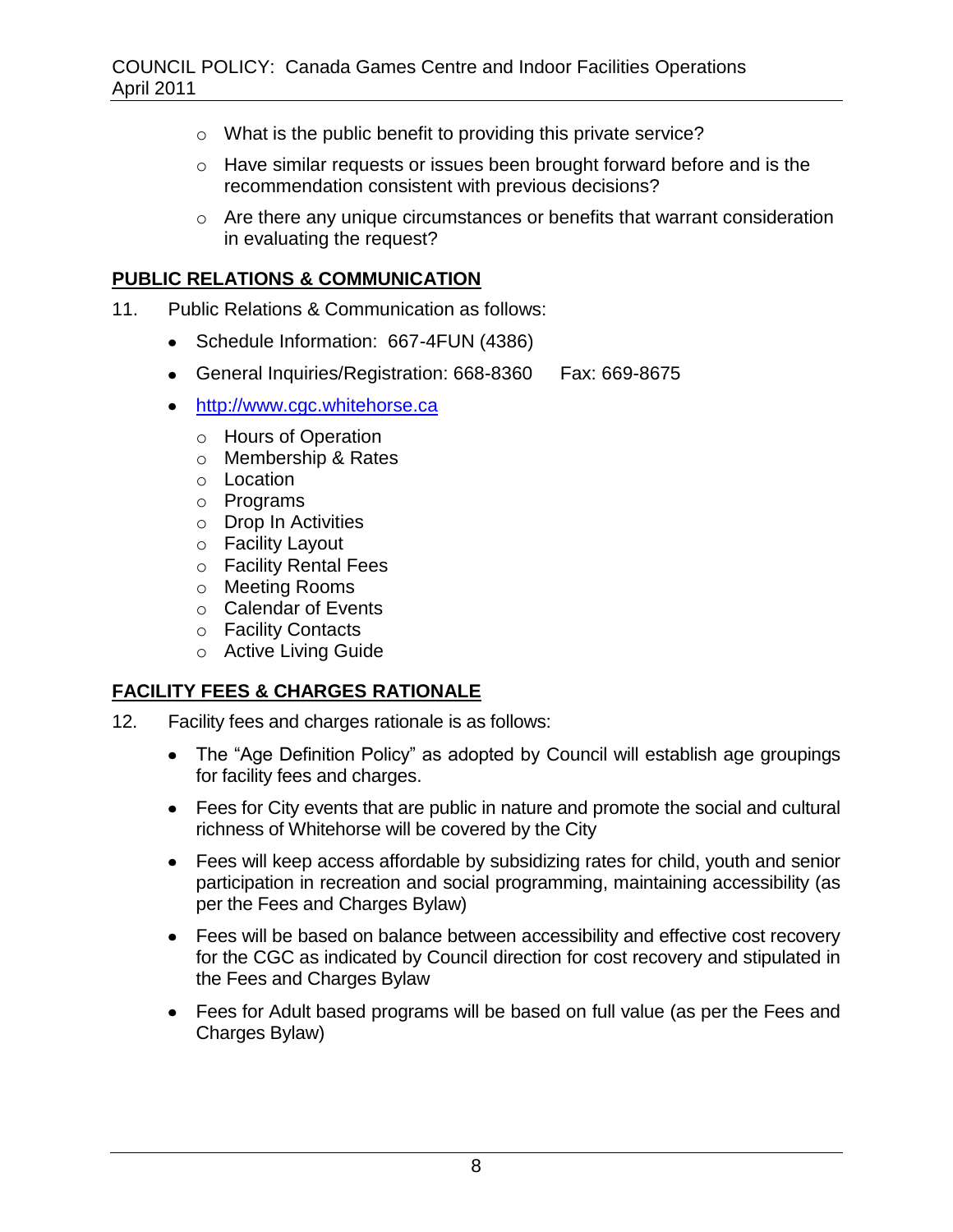- What is the public benefit to providing this private service?
- Have similar requests or issues been brought forward before and is the recommendation consistent with previous decisions?
- Are there any unique circumstances or benefits that warrant consideration in evaluating the request?

## PUBLIC RELATIONS & COMMUNICATION

11. Public Relations & Communication as follows:

- Schedule Information: 667-4FUN (4386)
- General Inquiries/Registration: 668-8360 Fax: 669-8675
- [http://www.cgc.whitehorse.ca](http://www.cgc.whitehorse.ca)
  - Hours of Operation
  - Membership & Rates
  - Location
  - Programs
  - Drop In Activities
  - Facility Layout
  - Facility Rental Fees
  - Meeting Rooms
  - Calendar of Events
  - Facility Contacts
  - Active Living Guide

## FACILITY FEES & CHARGES RATIONALE

12. Facility fees and charges rationale is as follows:

- The "Age Definition Policy" as adopted by Council will establish age groupings for facility fees and charges.
- Fees for City events that are public in nature and promote the social and cultural richness of Whitehorse will be covered by the City
- Fees will keep access affordable by subsidizing rates for child, youth and senior participation in recreation and social programming, maintaining accessibility (as per the Fees and Charges Bylaw)
- Fees will be based on balance between accessibility and effective cost recovery for the CGC as indicated by Council direction for cost recovery and stipulated in the Fees and Charges Bylaw
- Fees for Adult based programs will be based on full value (as per the Fees and Charges Bylaw)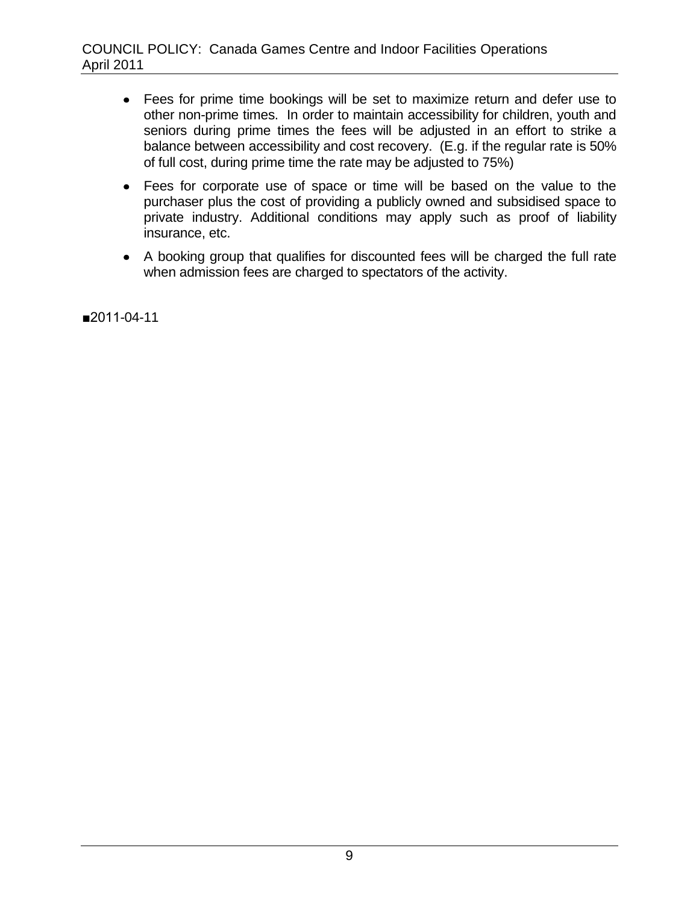- Fees for prime time bookings will be set to maximize return and defer use to other non-prime times. In order to maintain accessibility for children, youth and seniors during prime times the fees will be adjusted in an effort to strike a balance between accessibility and cost recovery. (E.g. if the regular rate is 50% of full cost, during prime time the rate may be adjusted to 75%)
- Fees for corporate use of space or time will be based on the value to the purchaser plus the cost of providing a publicly owned and subsidised space to private industry. Additional conditions may apply such as proof of liability insurance, etc.
- A booking group that qualifies for discounted fees will be charged the full rate when admission fees are charged to spectators of the activity.

■2011-04-11